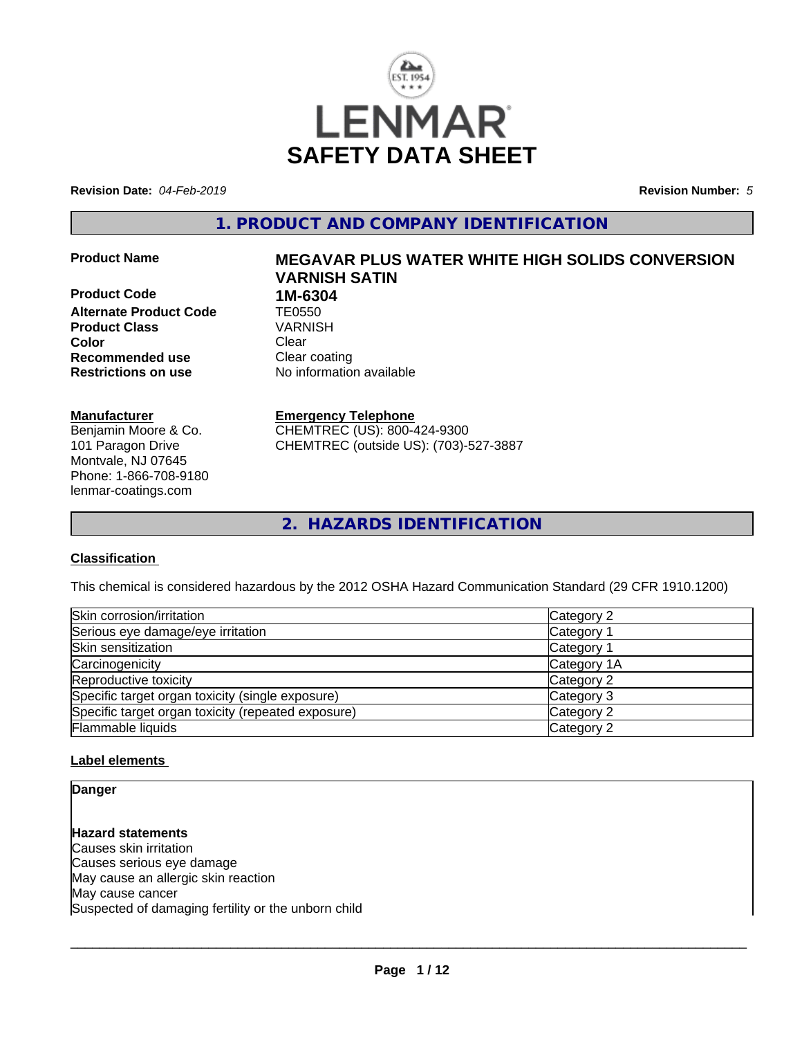# LENMAR SAFETY DATA SHEET

**Revision Date:** *04-Feb-2019*

**Revision Number:** *5*

## 1. PRODUCT AND COMPANY IDENTIFICATION

**Product Name** **MEGAVAR PLUS WATER WHITE HIGH SOLIDS CONVERSION VARNISH SATIN**

**Product Code** **1M-6304**

**Alternate Product Code** TE0550

**Product Class** VARNISH

**Color** Clear

**Recommended use** Clear coating

**Restrictions on use** No information available

**Manufacturer**
Benjamin Moore & Co.
101 Paragon Drive
Montvale, NJ 07645
Phone: 1-866-708-9180
lenmar-coatings.com

**Emergency Telephone**
CHEMTREC (US): 800-424-9300
CHEMTREC (outside US): (703)-527-3887

## 2. HAZARDS IDENTIFICATION

**Classification**

This chemical is considered hazardous by the 2012 OSHA Hazard Communication Standard (29 CFR 1910.1200)

| | |
|---|---|
| Skin corrosion/irritation | Category 2 |
| Serious eye damage/eye irritation | Category 1 |
| Skin sensitization | Category 1 |
| Carcinogenicity | Category 1A |
| Reproductive toxicity | Category 2 |
| Specific target organ toxicity (single exposure) | Category 3 |
| Specific target organ toxicity (repeated exposure) | Category 2 |
| Flammable liquids | Category 2 |

**Label elements**

**Danger**

**Hazard statements**
Causes skin irritation
Causes serious eye damage
May cause an allergic skin reaction
May cause cancer
Suspected of damaging fertility or the unborn child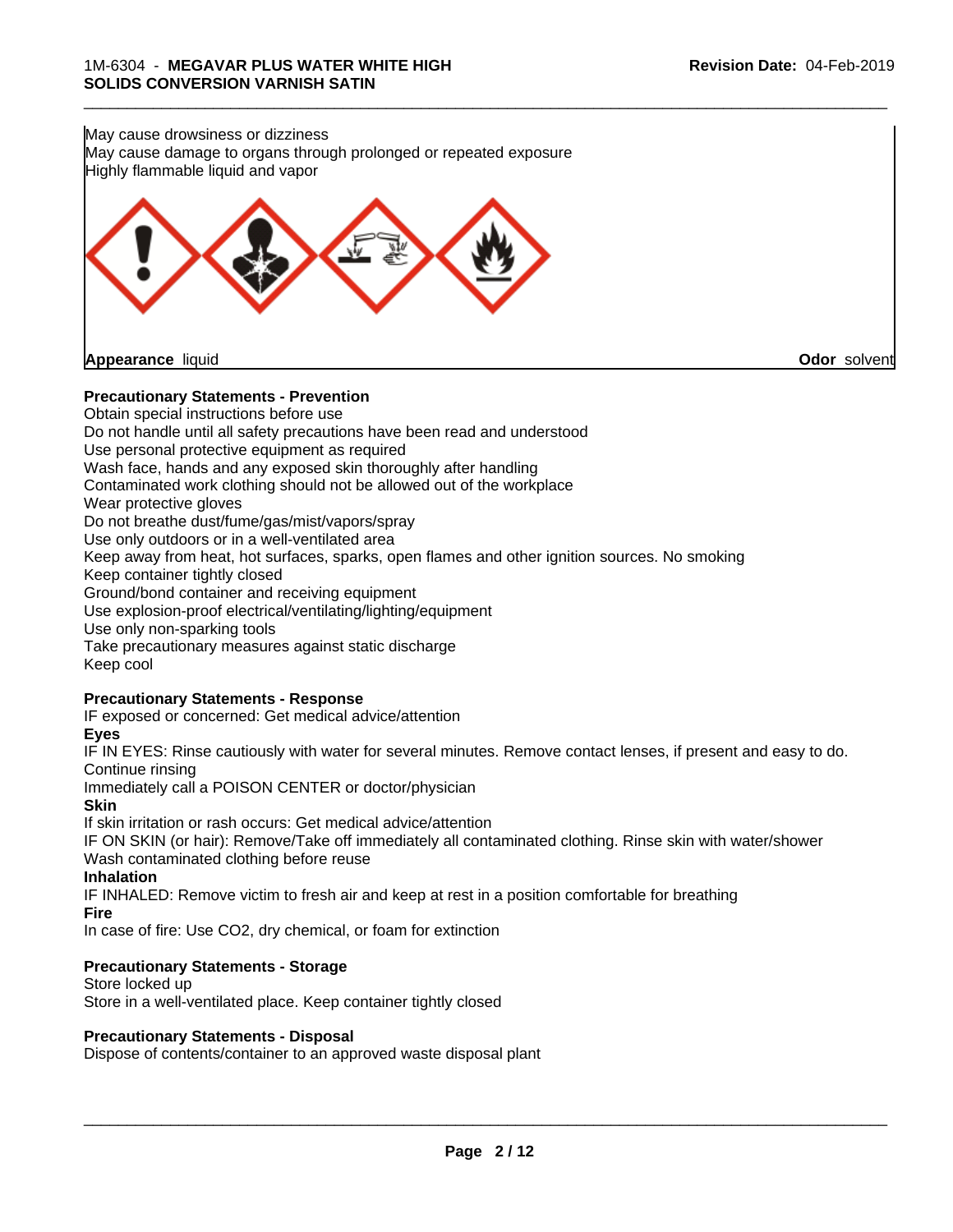May cause drowsiness or dizziness
May cause damage to organs through prolonged or repeated exposure
Highly flammable liquid and vapor

**Appearance** liquid **Odor** solvent

**Precautionary Statements - Prevention**

Obtain special instructions before use
Do not handle until all safety precautions have been read and understood
Use personal protective equipment as required
Wash face, hands and any exposed skin thoroughly after handling
Contaminated work clothing should not be allowed out of the workplace
Wear protective gloves
Do not breathe dust/fume/gas/mist/vapors/spray
Use only outdoors or in a well-ventilated area
Keep away from heat, hot surfaces, sparks, open flames and other ignition sources. No smoking
Keep container tightly closed
Ground/bond container and receiving equipment
Use explosion-proof electrical/ventilating/lighting/equipment
Use only non-sparking tools
Take precautionary measures against static discharge
Keep cool

**Precautionary Statements - Response**

IF exposed or concerned: Get medical advice/attention

**Eyes**

IF IN EYES: Rinse cautiously with water for several minutes. Remove contact lenses, if present and easy to do. Continue rinsing
Immediately call a POISON CENTER or doctor/physician

**Skin**

If skin irritation or rash occurs: Get medical advice/attention
IF ON SKIN (or hair): Remove/Take off immediately all contaminated clothing. Rinse skin with water/shower
Wash contaminated clothing before reuse

**Inhalation**

IF INHALED: Remove victim to fresh air and keep at rest in a position comfortable for breathing

**Fire**

In case of fire: Use CO2, dry chemical, or foam for extinction

**Precautionary Statements - Storage**

Store locked up
Store in a well-ventilated place. Keep container tightly closed

**Precautionary Statements - Disposal**

Dispose of contents/container to an approved waste disposal plant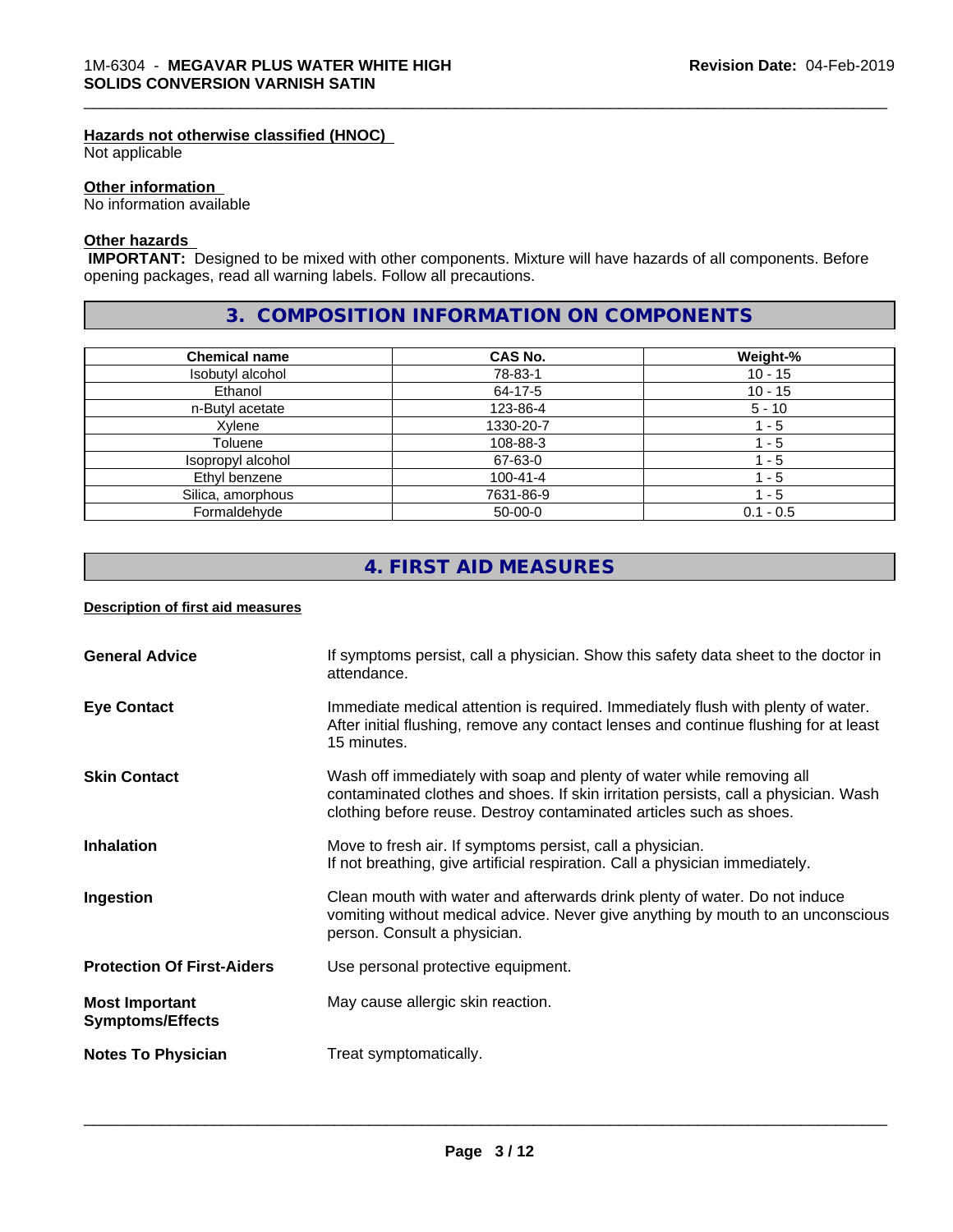#### Hazards not otherwise classified (HNOC)

Not applicable

#### Other information

No information available

#### Other hazards

**IMPORTANT:** Designed to be mixed with other components. Mixture will have hazards of all components. Before opening packages, read all warning labels. Follow all precautions.

## 3. COMPOSITION INFORMATION ON COMPONENTS

| Chemical name | CAS No. | Weight-% |
|---|---|---|
| Isobutyl alcohol | 78-83-1 | 10 - 15 |
| Ethanol | 64-17-5 | 10 - 15 |
| n-Butyl acetate | 123-86-4 | 5 - 10 |
| Xylene | 1330-20-7 | 1 - 5 |
| Toluene | 108-88-3 | 1 - 5 |
| Isopropyl alcohol | 67-63-0 | 1 - 5 |
| Ethyl benzene | 100-41-4 | 1 - 5 |
| Silica, amorphous | 7631-86-9 | 1 - 5 |
| Formaldehyde | 50-00-0 | 0.1 - 0.5 |

## 4. FIRST AID MEASURES

#### Description of first aid measures

**General Advice**
If symptoms persist, call a physician. Show this safety data sheet to the doctor in attendance.

**Eye Contact**
Immediate medical attention is required. Immediately flush with plenty of water. After initial flushing, remove any contact lenses and continue flushing for at least 15 minutes.

**Skin Contact**
Wash off immediately with soap and plenty of water while removing all contaminated clothes and shoes. If skin irritation persists, call a physician. Wash clothing before reuse. Destroy contaminated articles such as shoes.

**Inhalation**
Move to fresh air. If symptoms persist, call a physician.
If not breathing, give artificial respiration. Call a physician immediately.

**Ingestion**
Clean mouth with water and afterwards drink plenty of water. Do not induce vomiting without medical advice. Never give anything by mouth to an unconscious person. Consult a physician.

**Protection Of First-Aiders**
Use personal protective equipment.

**Most Important Symptoms/Effects**
May cause allergic skin reaction.

**Notes To Physician**
Treat symptomatically.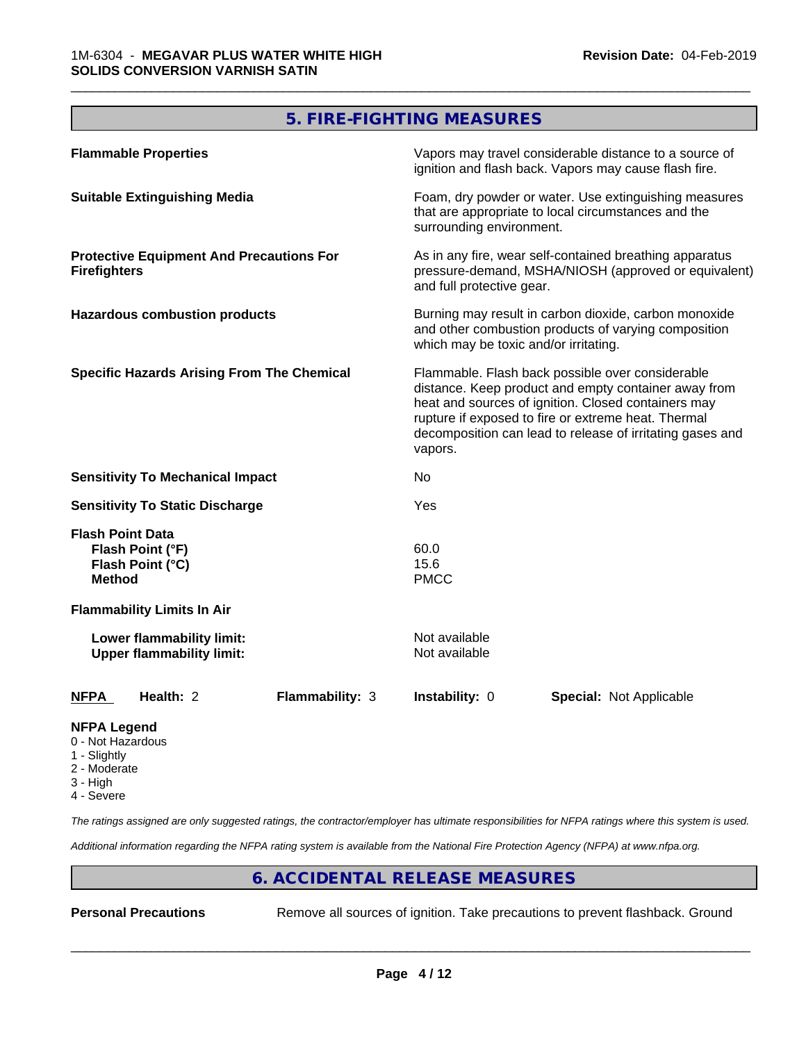## 5. FIRE-FIGHTING MEASURES

| | |
|---|---|
| **Flammable Properties** | Vapors may travel considerable distance to a source of ignition and flash back. Vapors may cause flash fire. |
| **Suitable Extinguishing Media** | Foam, dry powder or water. Use extinguishing measures that are appropriate to local circumstances and the surrounding environment. |
| **Protective Equipment And Precautions For Firefighters** | As in any fire, wear self-contained breathing apparatus pressure-demand, MSHA/NIOSH (approved or equivalent) and full protective gear. |
| **Hazardous combustion products** | Burning may result in carbon dioxide, carbon monoxide and other combustion products of varying composition which may be toxic and/or irritating. |
| **Specific Hazards Arising From The Chemical** | Flammable. Flash back possible over considerable distance. Keep product and empty container away from heat and sources of ignition. Closed containers may rupture if exposed to fire or extreme heat. Thermal decomposition can lead to release of irritating gases and vapors. |
| **Sensitivity To Mechanical Impact** | No |
| **Sensitivity To Static Discharge** | Yes |
| **Flash Point Data** | |
| **Flash Point (°F)** | 60.0 |
| **Flash Point (°C)** | 15.6 |
| **Method** | PMCC |
| **Flammability Limits In Air** | |
| **Lower flammability limit:** | Not available |
| **Upper flammability limit:** | Not available |

| **NFPA** | **Health:** 2 | **Flammability:** 3 | **Instability:** 0 | **Special:** Not Applicable |
|---|---|---|---|---|

**NFPA Legend**
- 0 - Not Hazardous
- 1 - Slightly
- 2 - Moderate
- 3 - High
- 4 - Severe

*The ratings assigned are only suggested ratings, the contractor/employer has ultimate responsibilities for NFPA ratings where this system is used.*

*Additional information regarding the NFPA rating system is available from the National Fire Protection Agency (NFPA) at www.nfpa.org.*

## 6. ACCIDENTAL RELEASE MEASURES

**Personal Precautions** Remove all sources of ignition. Take precautions to prevent flashback. Ground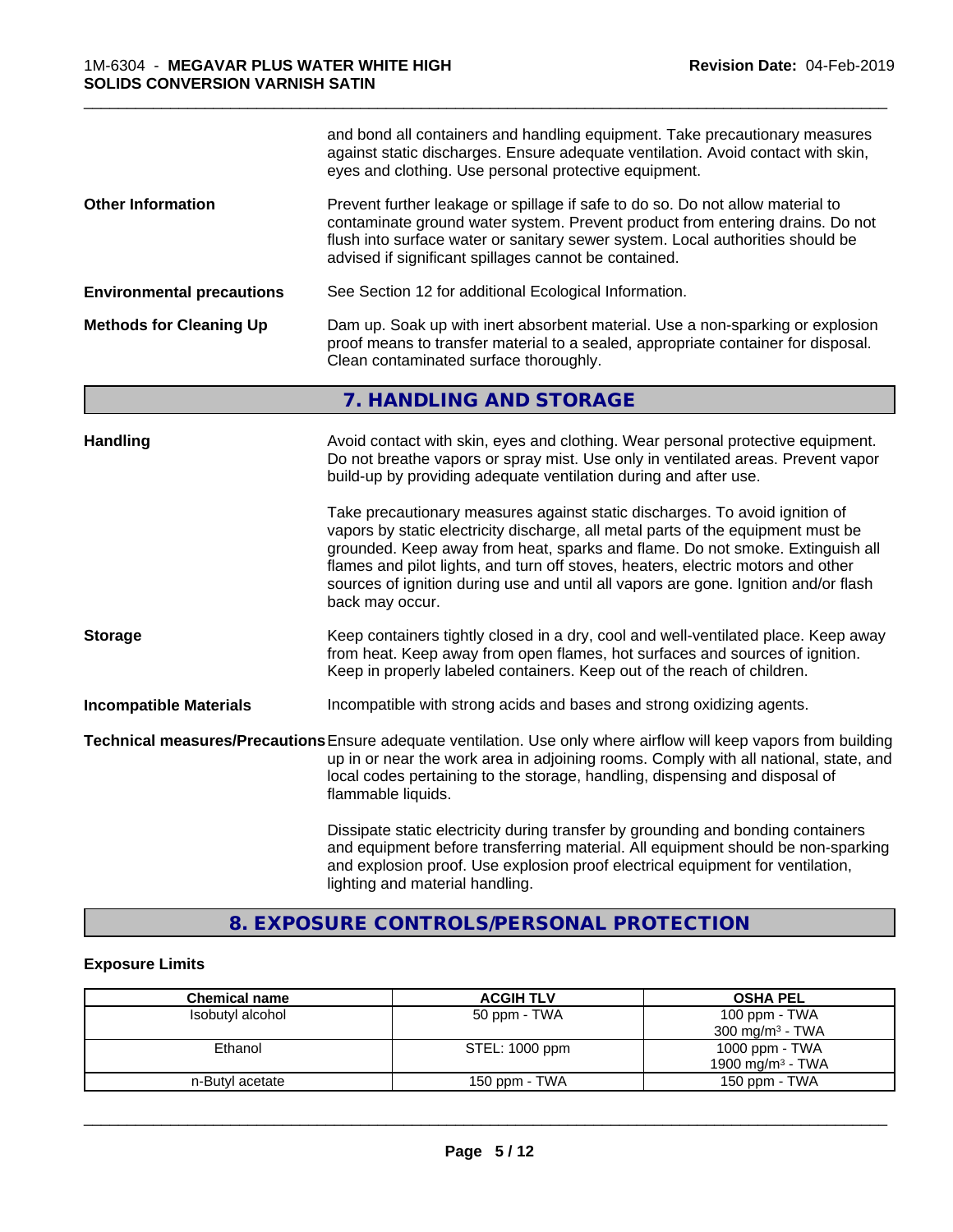and bond all containers and handling equipment. Take precautionary measures against static discharges. Ensure adequate ventilation. Avoid contact with skin, eyes and clothing. Use personal protective equipment.

**Other Information**

Prevent further leakage or spillage if safe to do so. Do not allow material to contaminate ground water system. Prevent product from entering drains. Do not flush into surface water or sanitary sewer system. Local authorities should be advised if significant spillages cannot be contained.

**Environmental precautions**

See Section 12 for additional Ecological Information.

**Methods for Cleaning Up**

Dam up. Soak up with inert absorbent material. Use a non-sparking or explosion proof means to transfer material to a sealed, appropriate container for disposal. Clean contaminated surface thoroughly.

## 7. HANDLING AND STORAGE

**Handling**

Avoid contact with skin, eyes and clothing. Wear personal protective equipment. Do not breathe vapors or spray mist. Use only in ventilated areas. Prevent vapor build-up by providing adequate ventilation during and after use.

Take precautionary measures against static discharges. To avoid ignition of vapors by static electricity discharge, all metal parts of the equipment must be grounded. Keep away from heat, sparks and flame. Do not smoke. Extinguish all flames and pilot lights, and turn off stoves, heaters, electric motors and other sources of ignition during use and until all vapors are gone. Ignition and/or flash back may occur.

**Storage**

Keep containers tightly closed in a dry, cool and well-ventilated place. Keep away from heat. Keep away from open flames, hot surfaces and sources of ignition. Keep in properly labeled containers. Keep out of the reach of children.

**Incompatible Materials**

Incompatible with strong acids and bases and strong oxidizing agents.

**Technical measures/Precautions**

Ensure adequate ventilation. Use only where airflow will keep vapors from building up in or near the work area in adjoining rooms. Comply with all national, state, and local codes pertaining to the storage, handling, dispensing and disposal of flammable liquids.

Dissipate static electricity during transfer by grounding and bonding containers and equipment before transferring material. All equipment should be non-sparking and explosion proof. Use explosion proof electrical equipment for ventilation, lighting and material handling.

## 8. EXPOSURE CONTROLS/PERSONAL PROTECTION

### Exposure Limits

| Chemical name | ACGIH TLV | OSHA PEL |
|---|---|---|
| Isobutyl alcohol | 50 ppm - TWA | 100 ppm - TWA<br>300 mg/m³ - TWA |
| Ethanol | STEL: 1000 ppm | 1000 ppm - TWA<br>1900 mg/m³ - TWA |
| n-Butyl acetate | 150 ppm - TWA | 150 ppm - TWA |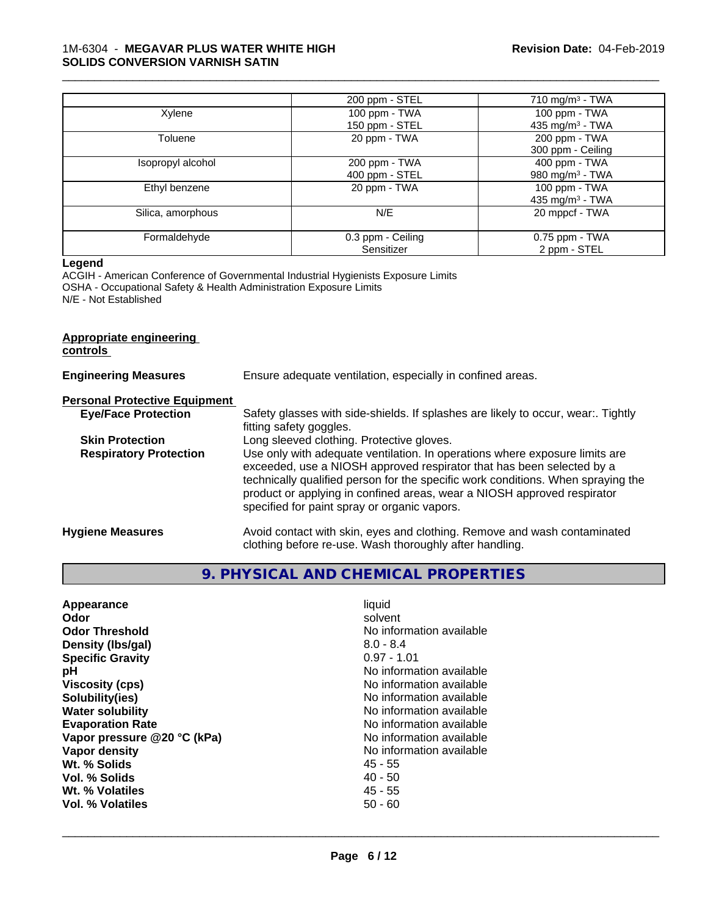|  | 200 ppm - STEL | 710 mg/m³ - TWA |
| --- | --- | --- |
| Xylene | 100 ppm - TWA<br>150 ppm - STEL | 100 ppm - TWA<br>435 mg/m³ - TWA |
| Toluene | 20 ppm - TWA | 200 ppm - TWA<br>300 ppm - Ceiling |
| Isopropyl alcohol | 200 ppm - TWA<br>400 ppm - STEL | 400 ppm - TWA<br>980 mg/m³ - TWA |
| Ethyl benzene | 20 ppm - TWA | 100 ppm - TWA<br>435 mg/m³ - TWA |
| Silica, amorphous | N/E | 20 mppcf - TWA |
| Formaldehyde | 0.3 ppm - Ceiling<br>Sensitizer | 0.75 ppm - TWA<br>2 ppm - STEL |

**Legend**

ACGIH - American Conference of Governmental Industrial Hygienists Exposure Limits
OSHA - Occupational Safety & Health Administration Exposure Limits
N/E - Not Established

**Appropriate engineering controls**

**Engineering Measures** Ensure adequate ventilation, especially in confined areas.

**Personal Protective Equipment**

**Eye/Face Protection** Safety glasses with side-shields. If splashes are likely to occur, wear:. Tightly fitting safety goggles.

**Skin Protection** Long sleeved clothing. Protective gloves.

**Respiratory Protection** Use only with adequate ventilation. In operations where exposure limits are exceeded, use a NIOSH approved respirator that has been selected by a technically qualified person for the specific work conditions. When spraying the product or applying in confined areas, wear a NIOSH approved respirator specified for paint spray or organic vapors.

**Hygiene Measures** Avoid contact with skin, eyes and clothing. Remove and wash contaminated clothing before re-use. Wash thoroughly after handling.

## 9. PHYSICAL AND CHEMICAL PROPERTIES

| | |
| --- | --- |
| **Appearance** | liquid |
| **Odor** | solvent |
| **Odor Threshold** | No information available |
| **Density (lbs/gal)** | 8.0 - 8.4 |
| **Specific Gravity** | 0.97 - 1.01 |
| **pH** | No information available |
| **Viscosity (cps)** | No information available |
| **Solubility(ies)** | No information available |
| **Water solubility** | No information available |
| **Evaporation Rate** | No information available |
| **Vapor pressure @20 °C (kPa)** | No information available |
| **Vapor density** | No information available |
| **Wt. % Solids** | 45 - 55 |
| **Vol. % Solids** | 40 - 50 |
| **Wt. % Volatiles** | 45 - 55 |
| **Vol. % Volatiles** | 50 - 60 |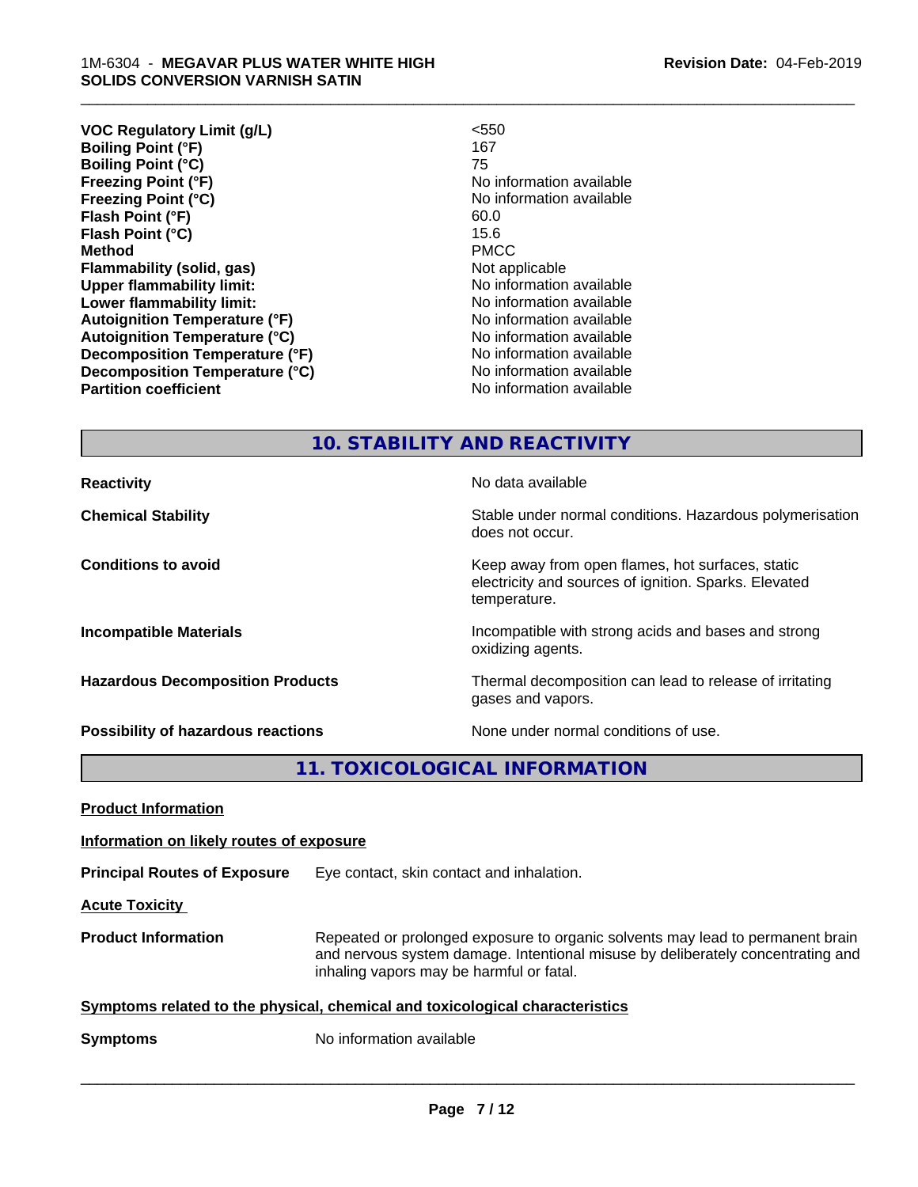| | |
|---|---|
| **VOC Regulatory Limit (g/L)** | <550 |
| **Boiling Point (°F)** | 167 |
| **Boiling Point (°C)** | 75 |
| **Freezing Point (°F)** | No information available |
| **Freezing Point (°C)** | No information available |
| **Flash Point (°F)** | 60.0 |
| **Flash Point (°C)** | 15.6 |
| **Method** | PMCC |
| **Flammability (solid, gas)** | Not applicable |
| **Upper flammability limit:** | No information available |
| **Lower flammability limit:** | No information available |
| **Autoignition Temperature (°F)** | No information available |
| **Autoignition Temperature (°C)** | No information available |
| **Decomposition Temperature (°F)** | No information available |
| **Decomposition Temperature (°C)** | No information available |
| **Partition coefficient** | No information available |

## 10. STABILITY AND REACTIVITY

| | |
|---|---|
| **Reactivity** | No data available |
| **Chemical Stability** | Stable under normal conditions. Hazardous polymerisation does not occur. |
| **Conditions to avoid** | Keep away from open flames, hot surfaces, static electricity and sources of ignition. Sparks. Elevated temperature. |
| **Incompatible Materials** | Incompatible with strong acids and bases and strong oxidizing agents. |
| **Hazardous Decomposition Products** | Thermal decomposition can lead to release of irritating gases and vapors. |
| **Possibility of hazardous reactions** | None under normal conditions of use. |

## 11. TOXICOLOGICAL INFORMATION

**Product Information**

**Information on likely routes of exposure**

**Principal Routes of Exposure** Eye contact, skin contact and inhalation.

**Acute Toxicity**

**Product Information** Repeated or prolonged exposure to organic solvents may lead to permanent brain and nervous system damage. Intentional misuse by deliberately concentrating and inhaling vapors may be harmful or fatal.

**Symptoms related to the physical, chemical and toxicological characteristics**

**Symptoms** No information available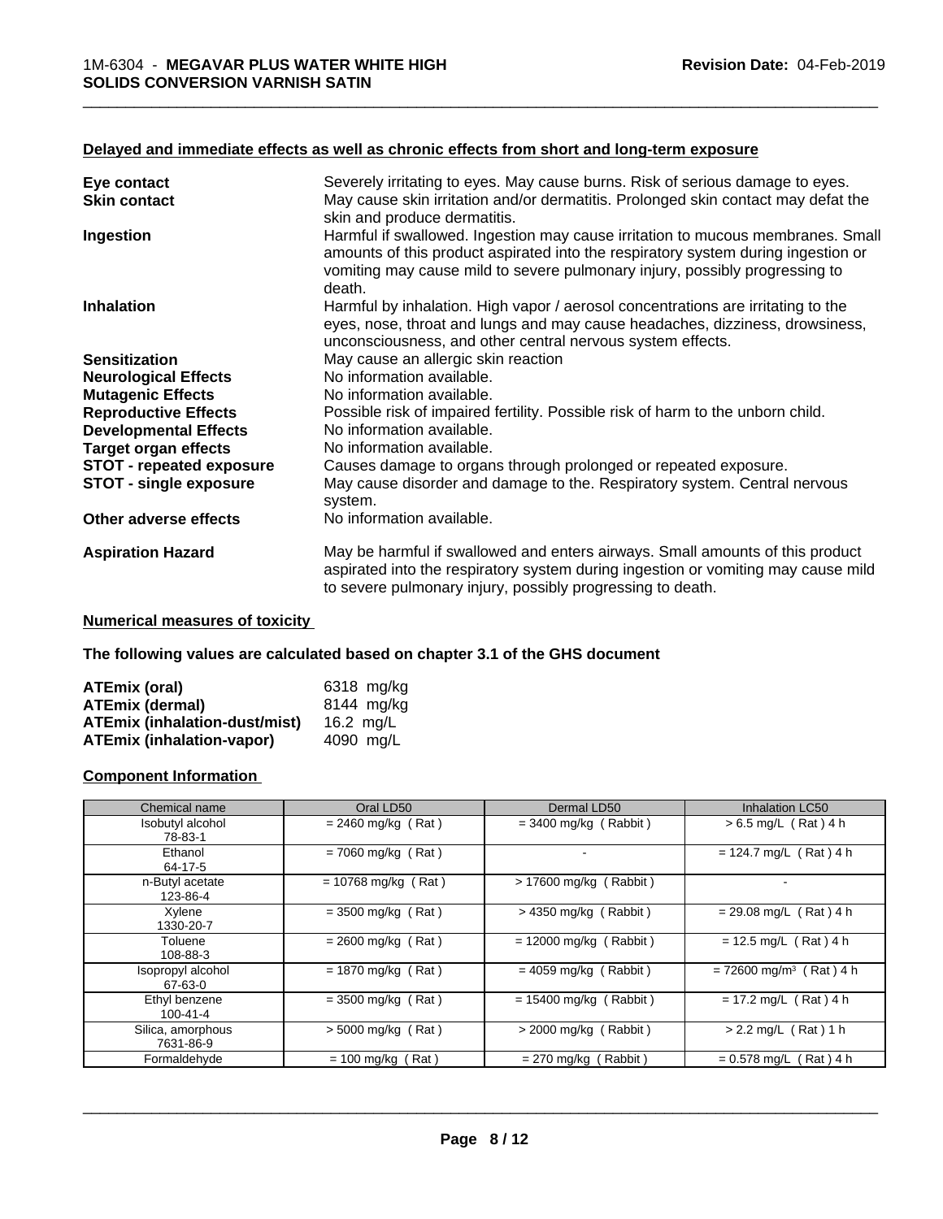### Delayed and immediate effects as well as chronic effects from short and long-term exposure

| | |
|---|---|
| **Eye contact** | Severely irritating to eyes. May cause burns. Risk of serious damage to eyes. |
| **Skin contact** | May cause skin irritation and/or dermatitis. Prolonged skin contact may defat the skin and produce dermatitis. |
| **Ingestion** | Harmful if swallowed. Ingestion may cause irritation to mucous membranes. Small amounts of this product aspirated into the respiratory system during ingestion or vomiting may cause mild to severe pulmonary injury, possibly progressing to death. |
| **Inhalation** | Harmful by inhalation. High vapor / aerosol concentrations are irritating to the eyes, nose, throat and lungs and may cause headaches, dizziness, drowsiness, unconsciousness, and other central nervous system effects. |
| **Sensitization** | May cause an allergic skin reaction |
| **Neurological Effects** | No information available. |
| **Mutagenic Effects** | No information available. |
| **Reproductive Effects** | Possible risk of impaired fertility. Possible risk of harm to the unborn child. |
| **Developmental Effects** | No information available. |
| **Target organ effects** | No information available. |
| **STOT - repeated exposure** | Causes damage to organs through prolonged or repeated exposure. |
| **STOT - single exposure** | May cause disorder and damage to the. Respiratory system. Central nervous system. |
| **Other adverse effects** | No information available. |
| **Aspiration Hazard** | May be harmful if swallowed and enters airways. Small amounts of this product aspirated into the respiratory system during ingestion or vomiting may cause mild to severe pulmonary injury, possibly progressing to death. |

### Numerical measures of toxicity

**The following values are calculated based on chapter 3.1 of the GHS document**

| | |
|---|---|
| **ATEmix (oral)** | 6318 mg/kg |
| **ATEmix (dermal)** | 8144 mg/kg |
| **ATEmix (inhalation-dust/mist)** | 16.2 mg/L |
| **ATEmix (inhalation-vapor)** | 4090 mg/L |

### Component Information

| Chemical name | Oral LD50 | Dermal LD50 | Inhalation LC50 |
|---|---|---|---|
| Isobutyl alcohol<br>78-83-1 | = 2460 mg/kg ( Rat ) | = 3400 mg/kg ( Rabbit ) | > 6.5 mg/L ( Rat ) 4 h |
| Ethanol<br>64-17-5 | = 7060 mg/kg ( Rat ) | - | = 124.7 mg/L ( Rat ) 4 h |
| n-Butyl acetate<br>123-86-4 | = 10768 mg/kg ( Rat ) | > 17600 mg/kg ( Rabbit ) | - |
| Xylene<br>1330-20-7 | = 3500 mg/kg ( Rat ) | > 4350 mg/kg ( Rabbit ) | = 29.08 mg/L ( Rat ) 4 h |
| Toluene<br>108-88-3 | = 2600 mg/kg ( Rat ) | = 12000 mg/kg ( Rabbit ) | = 12.5 mg/L ( Rat ) 4 h |
| Isopropyl alcohol<br>67-63-0 | = 1870 mg/kg ( Rat ) | = 4059 mg/kg ( Rabbit ) | = 72600 mg/m³ ( Rat ) 4 h |
| Ethyl benzene<br>100-41-4 | = 3500 mg/kg ( Rat ) | = 15400 mg/kg ( Rabbit ) | = 17.2 mg/L ( Rat ) 4 h |
| Silica, amorphous<br>7631-86-9 | > 5000 mg/kg ( Rat ) | > 2000 mg/kg ( Rabbit ) | > 2.2 mg/L ( Rat ) 1 h |
| Formaldehyde | = 100 mg/kg ( Rat ) | = 270 mg/kg ( Rabbit ) | = 0.578 mg/L ( Rat ) 4 h |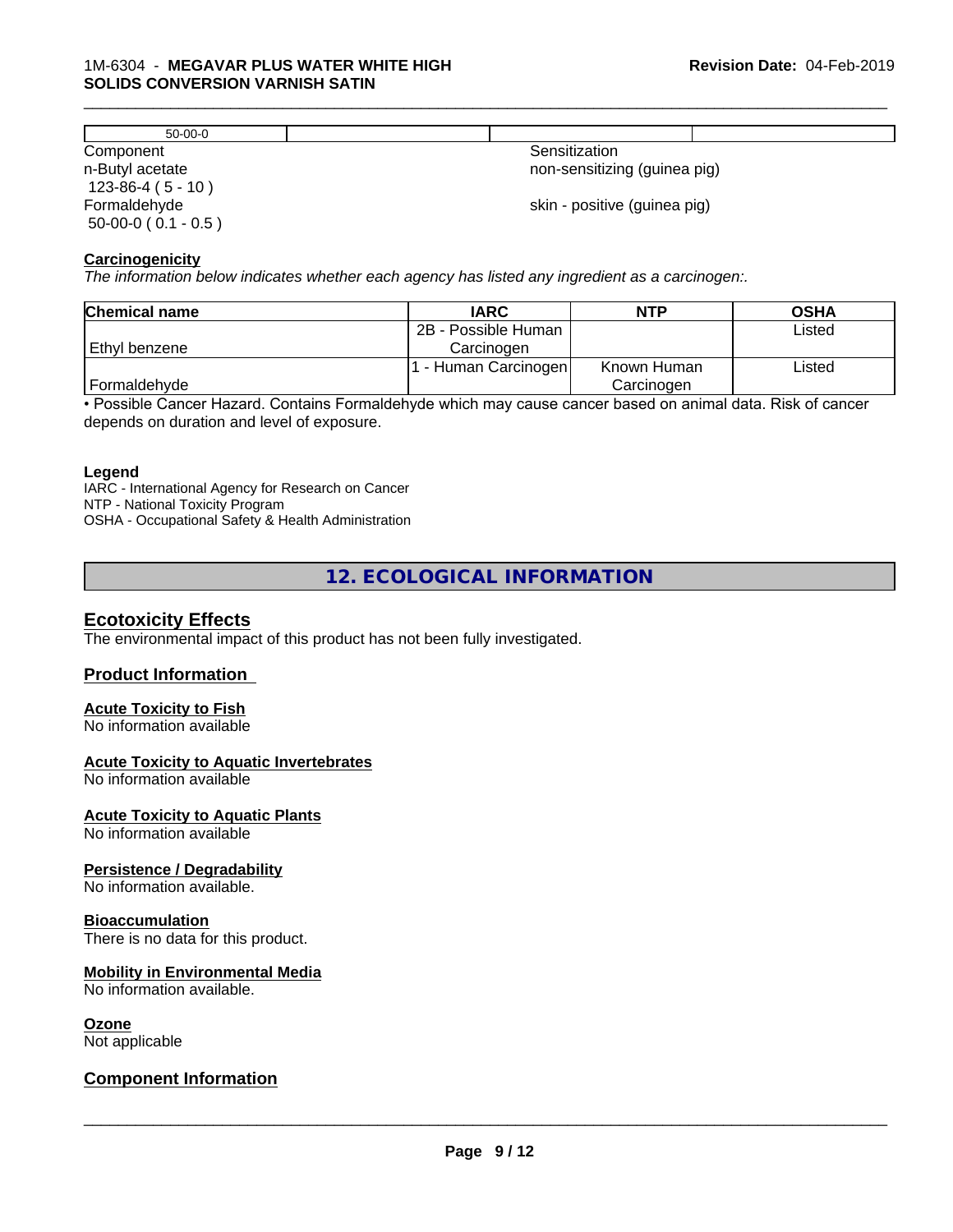| 50-00-0 | | | |
|---|---|---|---|

| Component | Sensitization |
|---|---|
| n-Butyl acetate<br>123-86-4 ( 5 - 10 ) | non-sensitizing (guinea pig) |
| Formaldehyde<br>50-00-0 ( 0.1 - 0.5 ) | skin - positive (guinea pig) |

**Carcinogenicity**

*The information below indicates whether each agency has listed any ingredient as a carcinogen:.*

| Chemical name | IARC | NTP | OSHA |
|---|---|---|---|
| Ethyl benzene | 2B - Possible Human Carcinogen | | Listed |
| Formaldehyde | 1 - Human Carcinogen | Known Human Carcinogen | Listed |

• Possible Cancer Hazard. Contains Formaldehyde which may cause cancer based on animal data. Risk of cancer depends on duration and level of exposure.

**Legend**

IARC - International Agency for Research on Cancer
NTP - National Toxicity Program
OSHA - Occupational Safety & Health Administration

## 12. ECOLOGICAL INFORMATION

### Ecotoxicity Effects

The environmental impact of this product has not been fully investigated.

### Product Information

**Acute Toxicity to Fish**

No information available

**Acute Toxicity to Aquatic Invertebrates**

No information available

**Acute Toxicity to Aquatic Plants**

No information available

**Persistence / Degradability**

No information available.

**Bioaccumulation**

There is no data for this product.

**Mobility in Environmental Media**

No information available.

**Ozone**

Not applicable

### Component Information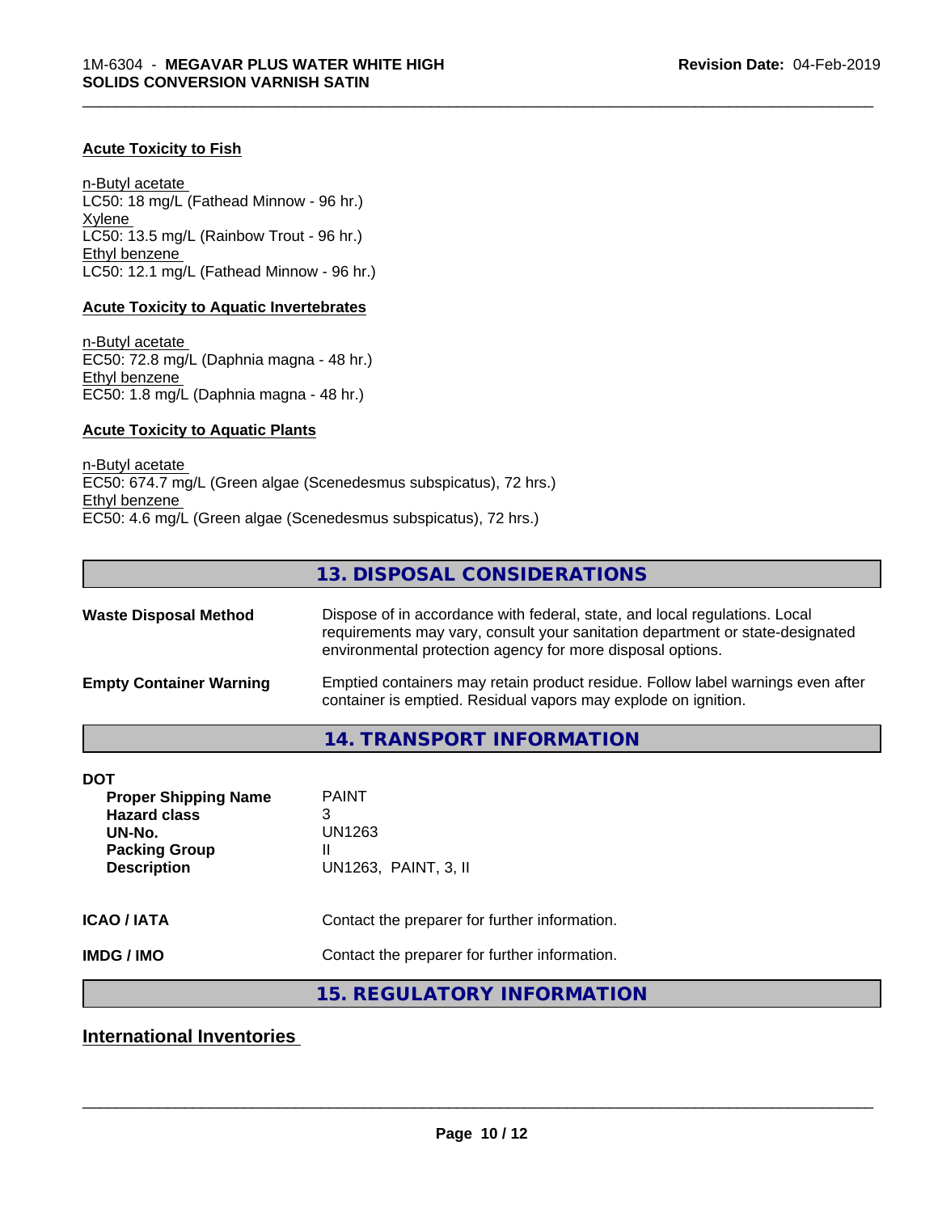#### Acute Toxicity to Fish

n-Butyl acetate
LC50: 18 mg/L (Fathead Minnow - 96 hr.)
Xylene
LC50: 13.5 mg/L (Rainbow Trout - 96 hr.)
Ethyl benzene
LC50: 12.1 mg/L (Fathead Minnow - 96 hr.)

#### Acute Toxicity to Aquatic Invertebrates

n-Butyl acetate
EC50: 72.8 mg/L (Daphnia magna - 48 hr.)
Ethyl benzene
EC50: 1.8 mg/L (Daphnia magna - 48 hr.)

#### Acute Toxicity to Aquatic Plants

n-Butyl acetate
EC50: 674.7 mg/L (Green algae (Scenedesmus subspicatus), 72 hrs.)
Ethyl benzene
EC50: 4.6 mg/L (Green algae (Scenedesmus subspicatus), 72 hrs.)

## 13. DISPOSAL CONSIDERATIONS

**Waste Disposal Method**: Dispose of in accordance with federal, state, and local regulations. Local requirements may vary, consult your sanitation department or state-designated environmental protection agency for more disposal options.

**Empty Container Warning**: Emptied containers may retain product residue. Follow label warnings even after container is emptied. Residual vapors may explode on ignition.

## 14. TRANSPORT INFORMATION

**DOT**

| | |
|---|---|
| **Proper Shipping Name** | PAINT |
| **Hazard class** | 3 |
| **UN-No.** | UN1263 |
| **Packing Group** | II |
| **Description** | UN1263, PAINT, 3, II |

**ICAO / IATA**: Contact the preparer for further information.

**IMDG / IMO**: Contact the preparer for further information.

## 15. REGULATORY INFORMATION

### International Inventories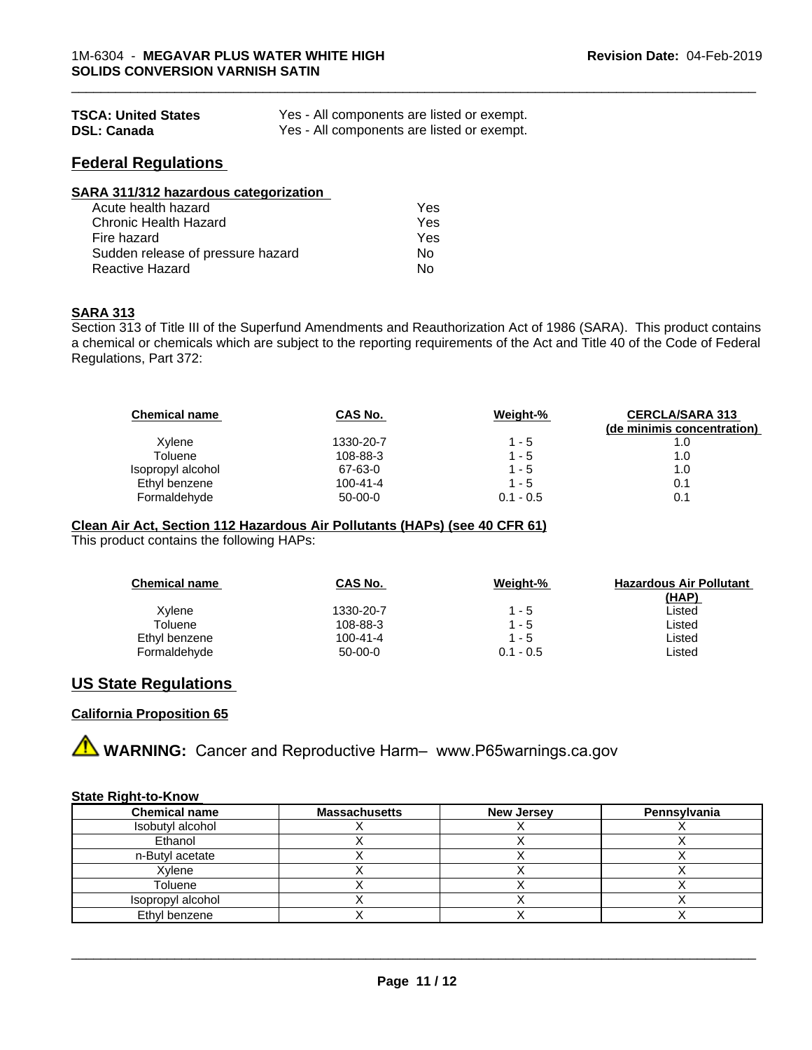| | |
|---|---|
| **TSCA: United States** | Yes - All components are listed or exempt. |
| **DSL: Canada** | Yes - All components are listed or exempt. |

## Federal Regulations

### SARA 311/312 hazardous categorization

| | |
|---|---|
| Acute health hazard | Yes |
| Chronic Health Hazard | Yes |
| Fire hazard | Yes |
| Sudden release of pressure hazard | No |
| Reactive Hazard | No |

### SARA 313

Section 313 of Title III of the Superfund Amendments and Reauthorization Act of 1986 (SARA). This product contains a chemical or chemicals which are subject to the reporting requirements of the Act and Title 40 of the Code of Federal Regulations, Part 372:

| Chemical name | CAS No. | Weight-% | CERCLA/SARA 313 (de minimis concentration) |
|---|---|---|---|
| Xylene | 1330-20-7 | 1 - 5 | 1.0 |
| Toluene | 108-88-3 | 1 - 5 | 1.0 |
| Isopropyl alcohol | 67-63-0 | 1 - 5 | 1.0 |
| Ethyl benzene | 100-41-4 | 1 - 5 | 0.1 |
| Formaldehyde | 50-00-0 | 0.1 - 0.5 | 0.1 |

### Clean Air Act, Section 112 Hazardous Air Pollutants (HAPs) (see 40 CFR 61)

This product contains the following HAPs:

| Chemical name | CAS No. | Weight-% | Hazardous Air Pollutant (HAP) |
|---|---|---|---|
| Xylene | 1330-20-7 | 1 - 5 | Listed |
| Toluene | 108-88-3 | 1 - 5 | Listed |
| Ethyl benzene | 100-41-4 | 1 - 5 | Listed |
| Formaldehyde | 50-00-0 | 0.1 - 0.5 | Listed |

## US State Regulations

### California Proposition 65

⚠ **WARNING:** Cancer and Reproductive Harm– www.P65warnings.ca.gov

### State Right-to-Know

| Chemical name | Massachusetts | New Jersey | Pennsylvania |
|---|---|---|---|
| Isobutyl alcohol | X | X | X |
| Ethanol | X | X | X |
| n-Butyl acetate | X | X | X |
| Xylene | X | X | X |
| Toluene | X | X | X |
| Isopropyl alcohol | X | X | X |
| Ethyl benzene | X | X | X |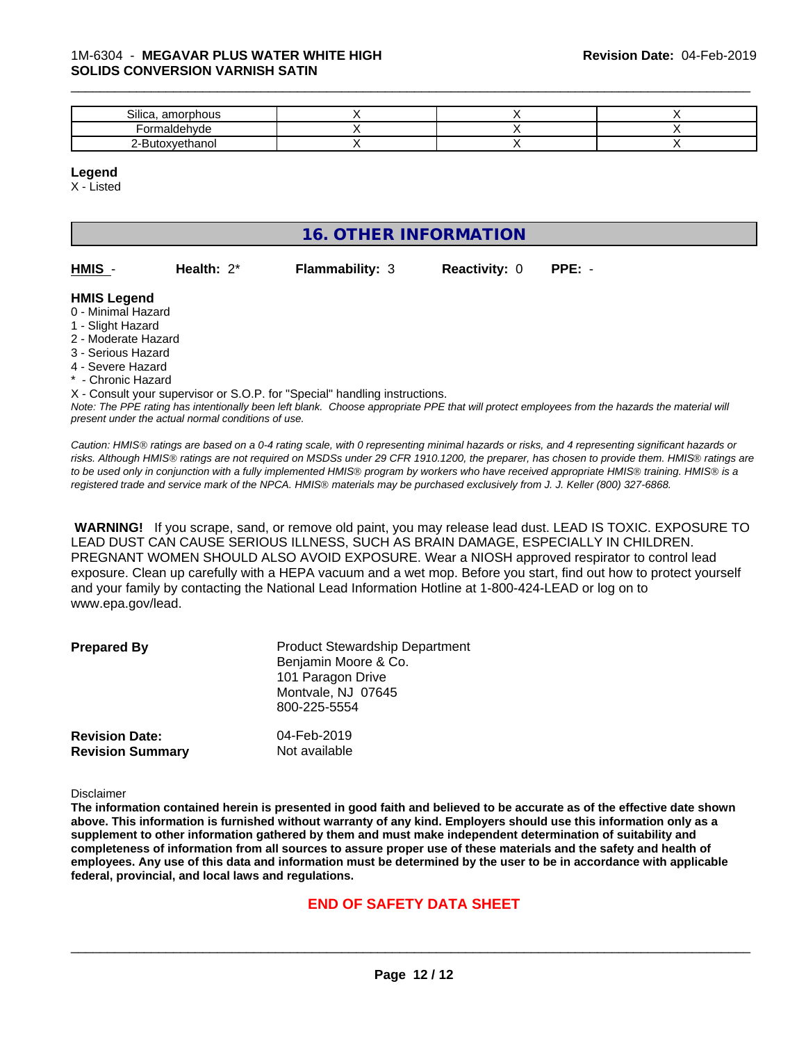| | | | |
|---|---|---|---|
| Silica, amorphous | X | X | X |
| Formaldehyde | X | X | X |
| 2-Butoxyethanol | X | X | X |

**Legend**
X - Listed

## 16. OTHER INFORMATION

**HMIS** - **Health:** 2* **Flammability:** 3 **Reactivity:** 0 **PPE:** -

**HMIS Legend**
0 - Minimal Hazard
1 - Slight Hazard
2 - Moderate Hazard
3 - Serious Hazard
4 - Severe Hazard
* - Chronic Hazard
X - Consult your supervisor or S.O.P. for "Special" handling instructions.
*Note: The PPE rating has intentionally been left blank. Choose appropriate PPE that will protect employees from the hazards the material will present under the actual normal conditions of use.*

*Caution: HMIS® ratings are based on a 0-4 rating scale, with 0 representing minimal hazards or risks, and 4 representing significant hazards or risks. Although HMIS® ratings are not required on MSDSs under 29 CFR 1910.1200, the preparer, has chosen to provide them. HMIS® ratings are to be used only in conjunction with a fully implemented HMIS® program by workers who have received appropriate HMIS® training. HMIS® is a registered trade and service mark of the NPCA. HMIS® materials may be purchased exclusively from J. J. Keller (800) 327-6868.*

**WARNING!** If you scrape, sand, or remove old paint, you may release lead dust. LEAD IS TOXIC. EXPOSURE TO LEAD DUST CAN CAUSE SERIOUS ILLNESS, SUCH AS BRAIN DAMAGE, ESPECIALLY IN CHILDREN. PREGNANT WOMEN SHOULD ALSO AVOID EXPOSURE. Wear a NIOSH approved respirator to control lead exposure. Clean up carefully with a HEPA vacuum and a wet mop. Before you start, find out how to protect yourself and your family by contacting the National Lead Information Hotline at 1-800-424-LEAD or log on to www.epa.gov/lead.

**Prepared By**
Product Stewardship Department
Benjamin Moore & Co.
101 Paragon Drive
Montvale, NJ 07645
800-225-5554

**Revision Date:** 04-Feb-2019
**Revision Summary** Not available

Disclaimer
**The information contained herein is presented in good faith and believed to be accurate as of the effective date shown above. This information is furnished without warranty of any kind. Employers should use this information only as a supplement to other information gathered by them and must make independent determination of suitability and completeness of information from all sources to assure proper use of these materials and the safety and health of employees. Any use of this data and information must be determined by the user to be in accordance with applicable federal, provincial, and local laws and regulations.**

**END OF SAFETY DATA SHEET**